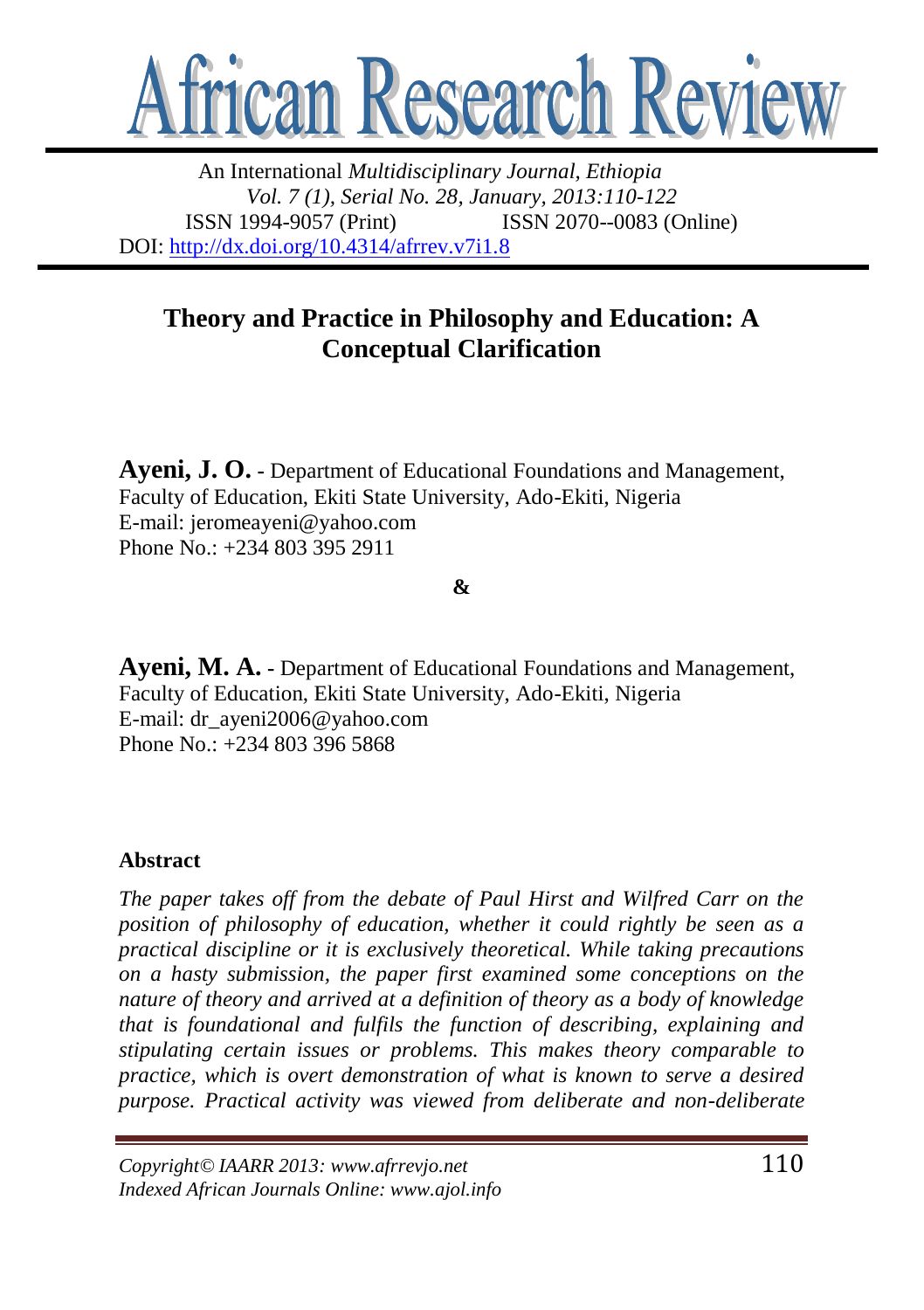# African Research Review

An International *Multidisciplinary Journal, Ethiopia*
*Vol. 7 (1), Serial No. 28, January, 2013:110-122*
ISSN 1994-9057 (Print) ISSN 2070--0083 (Online)
DOI: http://dx.doi.org/10.4314/afrrev.v7i1.8

## Theory and Practice in Philosophy and Education: A Conceptual Clarification

**Ayeni, J. O.** - Department of Educational Foundations and Management, Faculty of Education, Ekiti State University, Ado-Ekiti, Nigeria
E-mail: jeromeayeni@yahoo.com
Phone No.: +234 803 395 2911

**&**

**Ayeni, M. A.** - Department of Educational Foundations and Management, Faculty of Education, Ekiti State University, Ado-Ekiti, Nigeria
E-mail: dr_ayeni2006@yahoo.com
Phone No.: +234 803 396 5868

### Abstract

*The paper takes off from the debate of Paul Hirst and Wilfred Carr on the position of philosophy of education, whether it could rightly be seen as a practical discipline or it is exclusively theoretical. While taking precautions on a hasty submission, the paper first examined some conceptions on the nature of theory and arrived at a definition of theory as a body of knowledge that is foundational and fulfils the function of describing, explaining and stipulating certain issues or problems. This makes theory comparable to practice, which is overt demonstration of what is known to serve a desired purpose. Practical activity was viewed from deliberate and non-deliberate*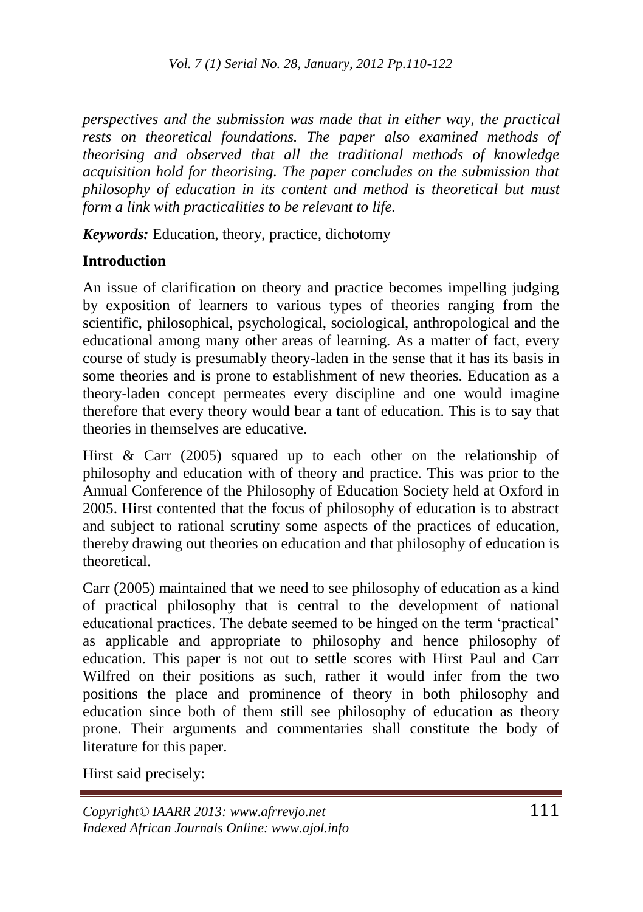*perspectives and the submission was made that in either way, the practical rests on theoretical foundations. The paper also examined methods of theorising and observed that all the traditional methods of knowledge acquisition hold for theorising. The paper concludes on the submission that philosophy of education in its content and method is theoretical but must form a link with practicalities to be relevant to life.*

***Keywords:*** Education, theory, practice, dichotomy

## Introduction

An issue of clarification on theory and practice becomes impelling judging by exposition of learners to various types of theories ranging from the scientific, philosophical, psychological, sociological, anthropological and the educational among many other areas of learning. As a matter of fact, every course of study is presumably theory-laden in the sense that it has its basis in some theories and is prone to establishment of new theories. Education as a theory-laden concept permeates every discipline and one would imagine therefore that every theory would bear a tant of education. This is to say that theories in themselves are educative.

Hirst & Carr (2005) squared up to each other on the relationship of philosophy and education with of theory and practice. This was prior to the Annual Conference of the Philosophy of Education Society held at Oxford in 2005. Hirst contented that the focus of philosophy of education is to abstract and subject to rational scrutiny some aspects of the practices of education, thereby drawing out theories on education and that philosophy of education is theoretical.

Carr (2005) maintained that we need to see philosophy of education as a kind of practical philosophy that is central to the development of national educational practices. The debate seemed to be hinged on the term 'practical' as applicable and appropriate to philosophy and hence philosophy of education. This paper is not out to settle scores with Hirst Paul and Carr Wilfred on their positions as such, rather it would infer from the two positions the place and prominence of theory in both philosophy and education since both of them still see philosophy of education as theory prone. Their arguments and commentaries shall constitute the body of literature for this paper.

Hirst said precisely: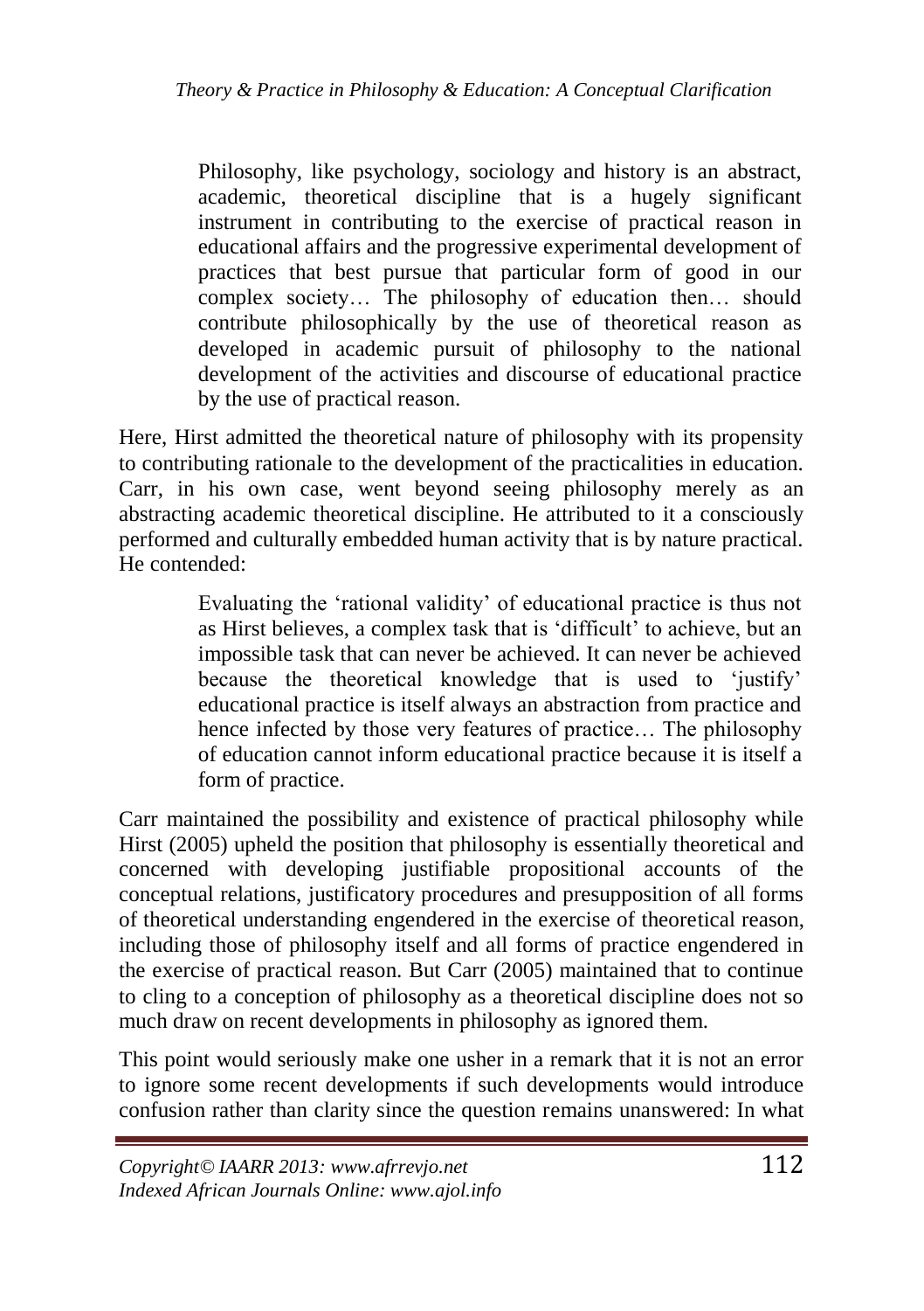> Philosophy, like psychology, sociology and history is an abstract, academic, theoretical discipline that is a hugely significant instrument in contributing to the exercise of practical reason in educational affairs and the progressive experimental development of practices that best pursue that particular form of good in our complex society… The philosophy of education then… should contribute philosophically by the use of theoretical reason as developed in academic pursuit of philosophy to the national development of the activities and discourse of educational practice by the use of practical reason.

Here, Hirst admitted the theoretical nature of philosophy with its propensity to contributing rationale to the development of the practicalities in education. Carr, in his own case, went beyond seeing philosophy merely as an abstracting academic theoretical discipline. He attributed to it a consciously performed and culturally embedded human activity that is by nature practical. He contended:

> Evaluating the 'rational validity' of educational practice is thus not as Hirst believes, a complex task that is 'difficult' to achieve, but an impossible task that can never be achieved. It can never be achieved because the theoretical knowledge that is used to 'justify' educational practice is itself always an abstraction from practice and hence infected by those very features of practice… The philosophy of education cannot inform educational practice because it is itself a form of practice.

Carr maintained the possibility and existence of practical philosophy while Hirst (2005) upheld the position that philosophy is essentially theoretical and concerned with developing justifiable propositional accounts of the conceptual relations, justificatory procedures and presupposition of all forms of theoretical understanding engendered in the exercise of theoretical reason, including those of philosophy itself and all forms of practice engendered in the exercise of practical reason. But Carr (2005) maintained that to continue to cling to a conception of philosophy as a theoretical discipline does not so much draw on recent developments in philosophy as ignored them.

This point would seriously make one usher in a remark that it is not an error to ignore some recent developments if such developments would introduce confusion rather than clarity since the question remains unanswered: In what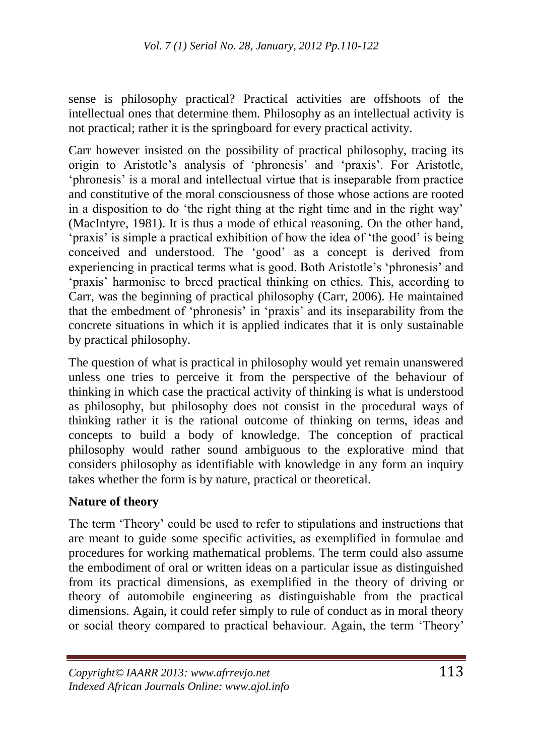sense is philosophy practical? Practical activities are offshoots of the intellectual ones that determine them. Philosophy as an intellectual activity is not practical; rather it is the springboard for every practical activity.

Carr however insisted on the possibility of practical philosophy, tracing its origin to Aristotle's analysis of 'phronesis' and 'praxis'. For Aristotle, 'phronesis' is a moral and intellectual virtue that is inseparable from practice and constitutive of the moral consciousness of those whose actions are rooted in a disposition to do 'the right thing at the right time and in the right way' (MacIntyre, 1981). It is thus a mode of ethical reasoning. On the other hand, 'praxis' is simple a practical exhibition of how the idea of 'the good' is being conceived and understood. The 'good' as a concept is derived from experiencing in practical terms what is good. Both Aristotle's 'phronesis' and 'praxis' harmonise to breed practical thinking on ethics. This, according to Carr, was the beginning of practical philosophy (Carr, 2006). He maintained that the embedment of 'phronesis' in 'praxis' and its inseparability from the concrete situations in which it is applied indicates that it is only sustainable by practical philosophy.

The question of what is practical in philosophy would yet remain unanswered unless one tries to perceive it from the perspective of the behaviour of thinking in which case the practical activity of thinking is what is understood as philosophy, but philosophy does not consist in the procedural ways of thinking rather it is the rational outcome of thinking on terms, ideas and concepts to build a body of knowledge. The conception of practical philosophy would rather sound ambiguous to the explorative mind that considers philosophy as identifiable with knowledge in any form an inquiry takes whether the form is by nature, practical or theoretical.

## Nature of theory

The term 'Theory' could be used to refer to stipulations and instructions that are meant to guide some specific activities, as exemplified in formulae and procedures for working mathematical problems. The term could also assume the embodiment of oral or written ideas on a particular issue as distinguished from its practical dimensions, as exemplified in the theory of driving or theory of automobile engineering as distinguishable from the practical dimensions. Again, it could refer simply to rule of conduct as in moral theory or social theory compared to practical behaviour. Again, the term 'Theory'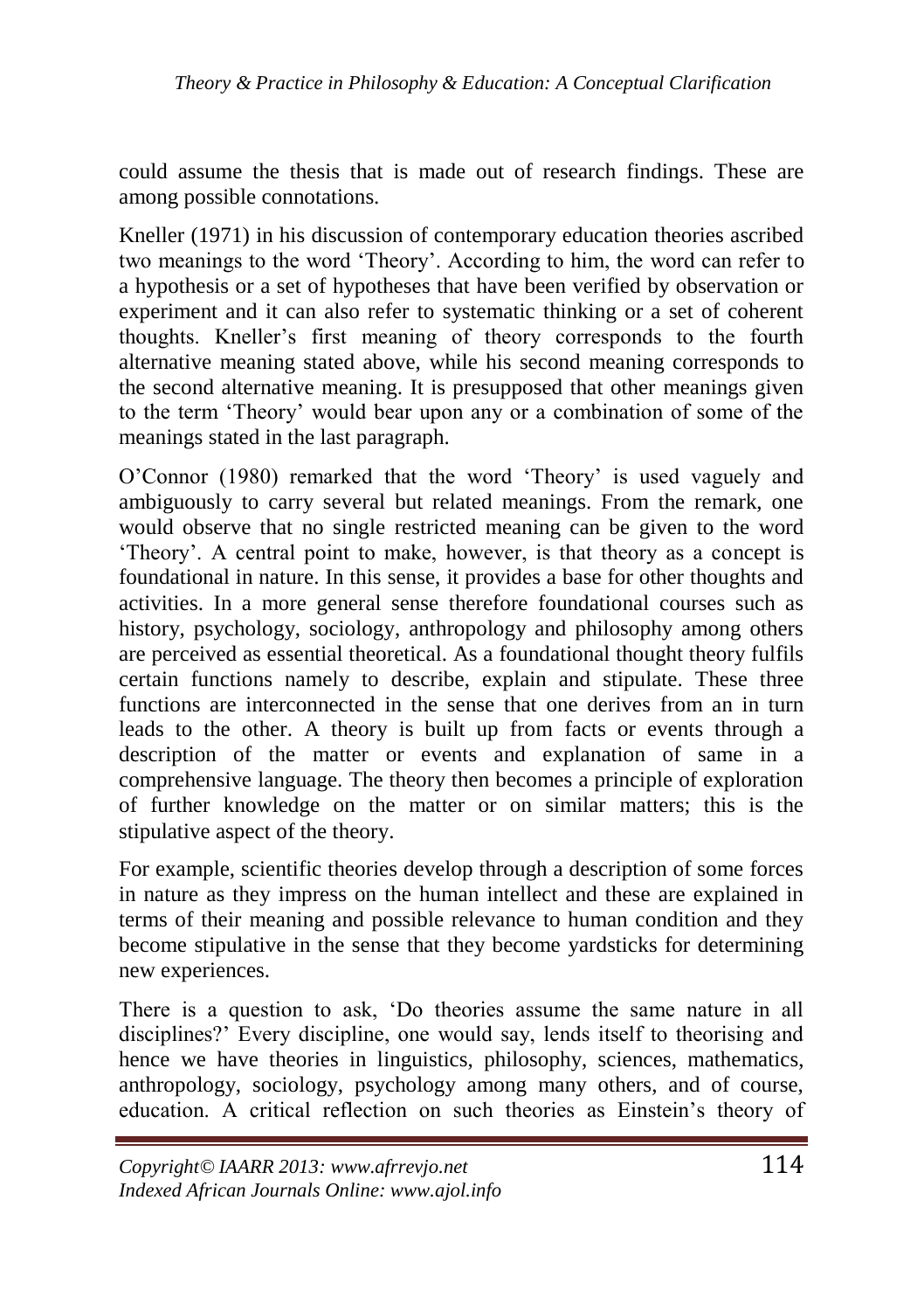could assume the thesis that is made out of research findings. These are among possible connotations.

Kneller (1971) in his discussion of contemporary education theories ascribed two meanings to the word 'Theory'. According to him, the word can refer to a hypothesis or a set of hypotheses that have been verified by observation or experiment and it can also refer to systematic thinking or a set of coherent thoughts. Kneller's first meaning of theory corresponds to the fourth alternative meaning stated above, while his second meaning corresponds to the second alternative meaning. It is presupposed that other meanings given to the term 'Theory' would bear upon any or a combination of some of the meanings stated in the last paragraph.

O'Connor (1980) remarked that the word 'Theory' is used vaguely and ambiguously to carry several but related meanings. From the remark, one would observe that no single restricted meaning can be given to the word 'Theory'. A central point to make, however, is that theory as a concept is foundational in nature. In this sense, it provides a base for other thoughts and activities. In a more general sense therefore foundational courses such as history, psychology, sociology, anthropology and philosophy among others are perceived as essential theoretical. As a foundational thought theory fulfils certain functions namely to describe, explain and stipulate. These three functions are interconnected in the sense that one derives from an in turn leads to the other. A theory is built up from facts or events through a description of the matter or events and explanation of same in a comprehensive language. The theory then becomes a principle of exploration of further knowledge on the matter or on similar matters; this is the stipulative aspect of the theory.

For example, scientific theories develop through a description of some forces in nature as they impress on the human intellect and these are explained in terms of their meaning and possible relevance to human condition and they become stipulative in the sense that they become yardsticks for determining new experiences.

There is a question to ask, 'Do theories assume the same nature in all disciplines?' Every discipline, one would say, lends itself to theorising and hence we have theories in linguistics, philosophy, sciences, mathematics, anthropology, sociology, psychology among many others, and of course, education. A critical reflection on such theories as Einstein's theory of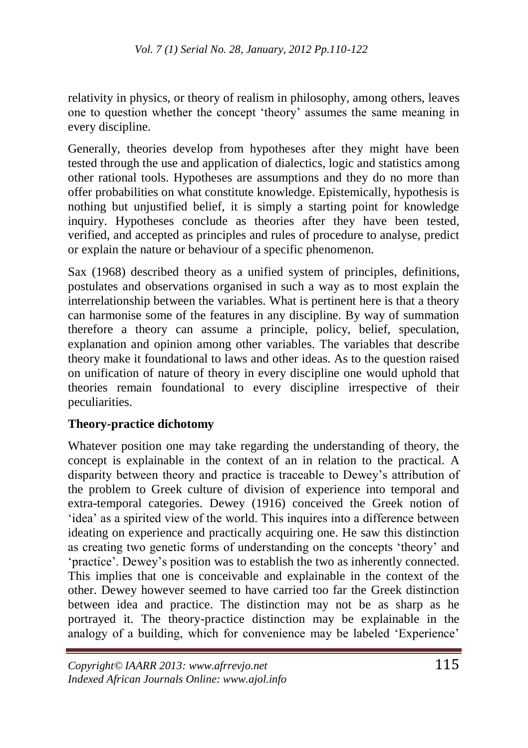relativity in physics, or theory of realism in philosophy, among others, leaves one to question whether the concept 'theory' assumes the same meaning in every discipline.

Generally, theories develop from hypotheses after they might have been tested through the use and application of dialectics, logic and statistics among other rational tools. Hypotheses are assumptions and they do no more than offer probabilities on what constitute knowledge. Epistemically, hypothesis is nothing but unjustified belief, it is simply a starting point for knowledge inquiry. Hypotheses conclude as theories after they have been tested, verified, and accepted as principles and rules of procedure to analyse, predict or explain the nature or behaviour of a specific phenomenon.

Sax (1968) described theory as a unified system of principles, definitions, postulates and observations organised in such a way as to most explain the interrelationship between the variables. What is pertinent here is that a theory can harmonise some of the features in any discipline. By way of summation therefore a theory can assume a principle, policy, belief, speculation, explanation and opinion among other variables. The variables that describe theory make it foundational to laws and other ideas. As to the question raised on unification of nature of theory in every discipline one would uphold that theories remain foundational to every discipline irrespective of their peculiarities.

## Theory-practice dichotomy

Whatever position one may take regarding the understanding of theory, the concept is explainable in the context of an in relation to the practical. A disparity between theory and practice is traceable to Dewey's attribution of the problem to Greek culture of division of experience into temporal and extra-temporal categories. Dewey (1916) conceived the Greek notion of 'idea' as a spirited view of the world. This inquires into a difference between ideating on experience and practically acquiring one. He saw this distinction as creating two genetic forms of understanding on the concepts 'theory' and 'practice'. Dewey's position was to establish the two as inherently connected. This implies that one is conceivable and explainable in the context of the other. Dewey however seemed to have carried too far the Greek distinction between idea and practice. The distinction may not be as sharp as he portrayed it. The theory-practice distinction may be explainable in the analogy of a building, which for convenience may be labeled 'Experience'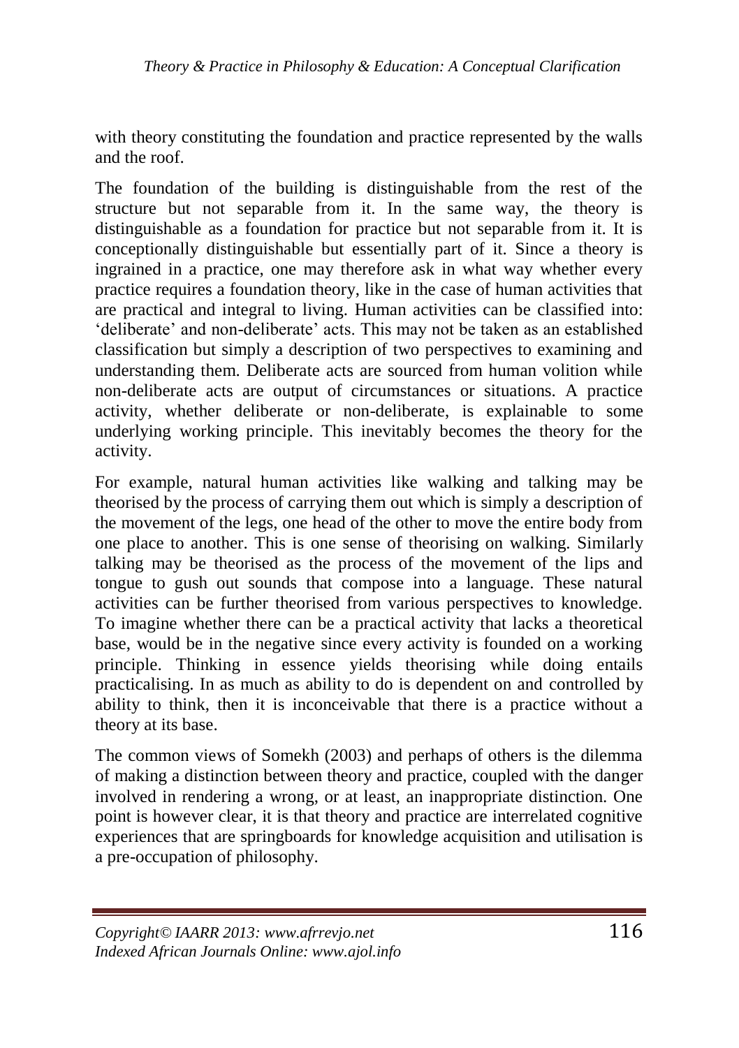with theory constituting the foundation and practice represented by the walls and the roof.

The foundation of the building is distinguishable from the rest of the structure but not separable from it. In the same way, the theory is distinguishable as a foundation for practice but not separable from it. It is conceptionally distinguishable but essentially part of it. Since a theory is ingrained in a practice, one may therefore ask in what way whether every practice requires a foundation theory, like in the case of human activities that are practical and integral to living. Human activities can be classified into: 'deliberate' and non-deliberate' acts. This may not be taken as an established classification but simply a description of two perspectives to examining and understanding them. Deliberate acts are sourced from human volition while non-deliberate acts are output of circumstances or situations. A practice activity, whether deliberate or non-deliberate, is explainable to some underlying working principle. This inevitably becomes the theory for the activity.

For example, natural human activities like walking and talking may be theorised by the process of carrying them out which is simply a description of the movement of the legs, one head of the other to move the entire body from one place to another. This is one sense of theorising on walking. Similarly talking may be theorised as the process of the movement of the lips and tongue to gush out sounds that compose into a language. These natural activities can be further theorised from various perspectives to knowledge. To imagine whether there can be a practical activity that lacks a theoretical base, would be in the negative since every activity is founded on a working principle. Thinking in essence yields theorising while doing entails practicalising. In as much as ability to do is dependent on and controlled by ability to think, then it is inconceivable that there is a practice without a theory at its base.

The common views of Somekh (2003) and perhaps of others is the dilemma of making a distinction between theory and practice, coupled with the danger involved in rendering a wrong, or at least, an inappropriate distinction. One point is however clear, it is that theory and practice are interrelated cognitive experiences that are springboards for knowledge acquisition and utilisation is a pre-occupation of philosophy.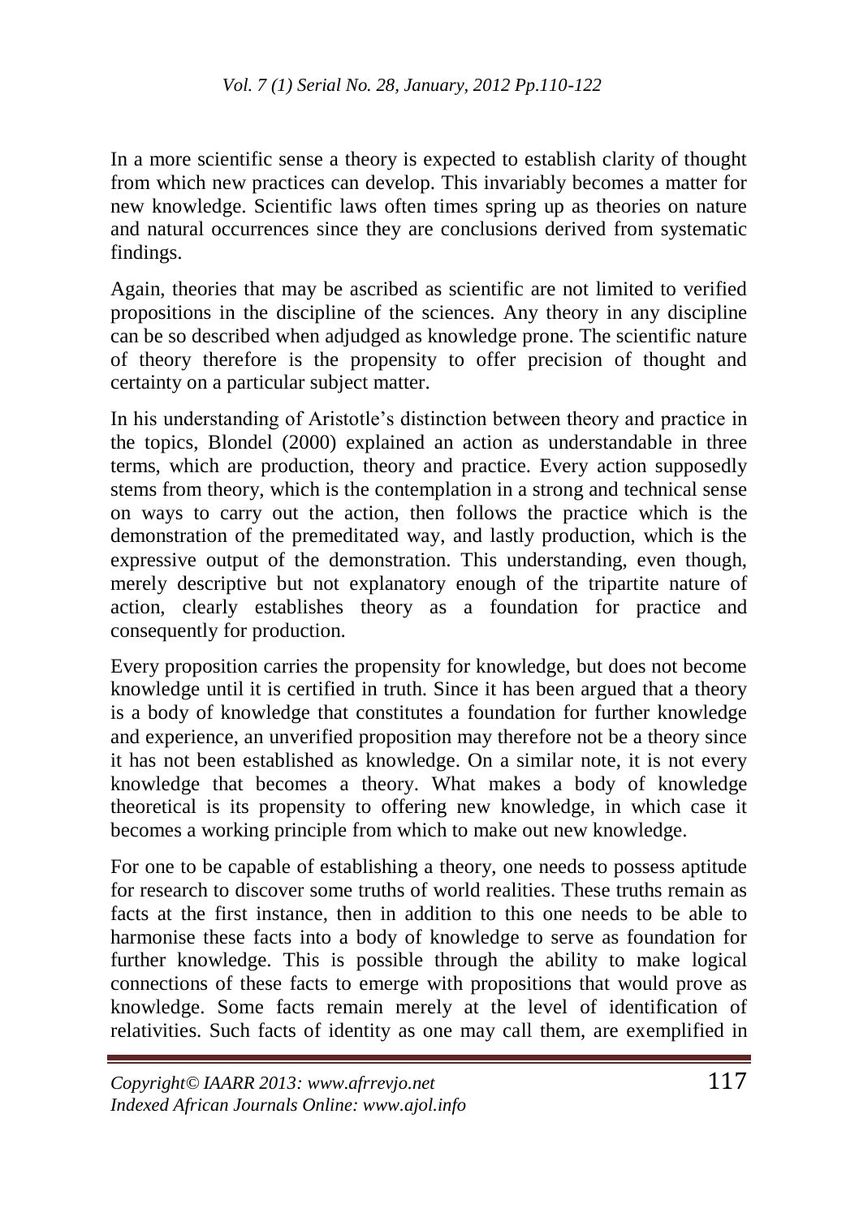In a more scientific sense a theory is expected to establish clarity of thought from which new practices can develop. This invariably becomes a matter for new knowledge. Scientific laws often times spring up as theories on nature and natural occurrences since they are conclusions derived from systematic findings.

Again, theories that may be ascribed as scientific are not limited to verified propositions in the discipline of the sciences. Any theory in any discipline can be so described when adjudged as knowledge prone. The scientific nature of theory therefore is the propensity to offer precision of thought and certainty on a particular subject matter.

In his understanding of Aristotle's distinction between theory and practice in the topics, Blondel (2000) explained an action as understandable in three terms, which are production, theory and practice. Every action supposedly stems from theory, which is the contemplation in a strong and technical sense on ways to carry out the action, then follows the practice which is the demonstration of the premeditated way, and lastly production, which is the expressive output of the demonstration. This understanding, even though, merely descriptive but not explanatory enough of the tripartite nature of action, clearly establishes theory as a foundation for practice and consequently for production.

Every proposition carries the propensity for knowledge, but does not become knowledge until it is certified in truth. Since it has been argued that a theory is a body of knowledge that constitutes a foundation for further knowledge and experience, an unverified proposition may therefore not be a theory since it has not been established as knowledge. On a similar note, it is not every knowledge that becomes a theory. What makes a body of knowledge theoretical is its propensity to offering new knowledge, in which case it becomes a working principle from which to make out new knowledge.

For one to be capable of establishing a theory, one needs to possess aptitude for research to discover some truths of world realities. These truths remain as facts at the first instance, then in addition to this one needs to be able to harmonise these facts into a body of knowledge to serve as foundation for further knowledge. This is possible through the ability to make logical connections of these facts to emerge with propositions that would prove as knowledge. Some facts remain merely at the level of identification of relativities. Such facts of identity as one may call them, are exemplified in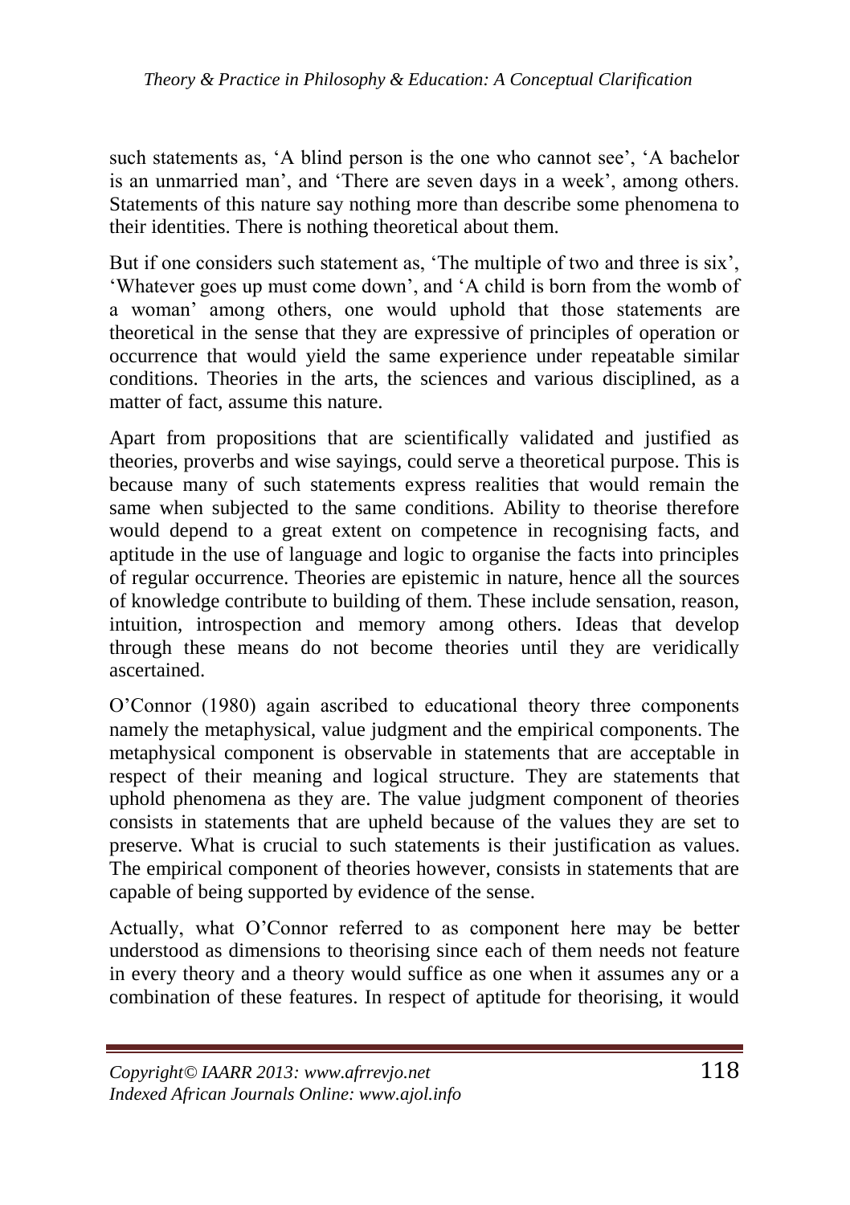such statements as, 'A blind person is the one who cannot see', 'A bachelor is an unmarried man', and 'There are seven days in a week', among others. Statements of this nature say nothing more than describe some phenomena to their identities. There is nothing theoretical about them.

But if one considers such statement as, 'The multiple of two and three is six', 'Whatever goes up must come down', and 'A child is born from the womb of a woman' among others, one would uphold that those statements are theoretical in the sense that they are expressive of principles of operation or occurrence that would yield the same experience under repeatable similar conditions. Theories in the arts, the sciences and various disciplined, as a matter of fact, assume this nature.

Apart from propositions that are scientifically validated and justified as theories, proverbs and wise sayings, could serve a theoretical purpose. This is because many of such statements express realities that would remain the same when subjected to the same conditions. Ability to theorise therefore would depend to a great extent on competence in recognising facts, and aptitude in the use of language and logic to organise the facts into principles of regular occurrence. Theories are epistemic in nature, hence all the sources of knowledge contribute to building of them. These include sensation, reason, intuition, introspection and memory among others. Ideas that develop through these means do not become theories until they are veridically ascertained.

O'Connor (1980) again ascribed to educational theory three components namely the metaphysical, value judgment and the empirical components. The metaphysical component is observable in statements that are acceptable in respect of their meaning and logical structure. They are statements that uphold phenomena as they are. The value judgment component of theories consists in statements that are upheld because of the values they are set to preserve. What is crucial to such statements is their justification as values. The empirical component of theories however, consists in statements that are capable of being supported by evidence of the sense.

Actually, what O'Connor referred to as component here may be better understood as dimensions to theorising since each of them needs not feature in every theory and a theory would suffice as one when it assumes any or a combination of these features. In respect of aptitude for theorising, it would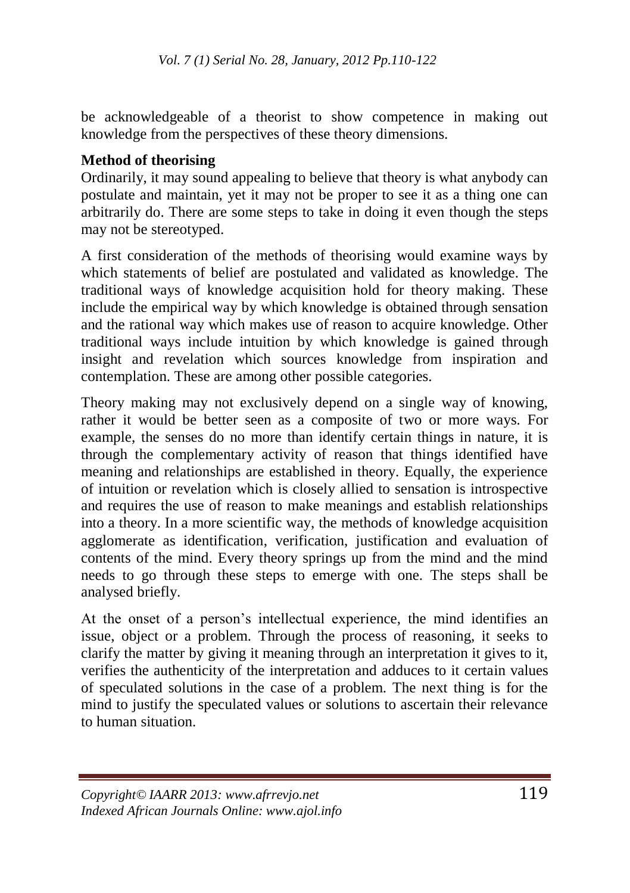be acknowledgeable of a theorist to show competence in making out knowledge from the perspectives of these theory dimensions.

**Method of theorising**

Ordinarily, it may sound appealing to believe that theory is what anybody can postulate and maintain, yet it may not be proper to see it as a thing one can arbitrarily do. There are some steps to take in doing it even though the steps may not be stereotyped.

A first consideration of the methods of theorising would examine ways by which statements of belief are postulated and validated as knowledge. The traditional ways of knowledge acquisition hold for theory making. These include the empirical way by which knowledge is obtained through sensation and the rational way which makes use of reason to acquire knowledge. Other traditional ways include intuition by which knowledge is gained through insight and revelation which sources knowledge from inspiration and contemplation. These are among other possible categories.

Theory making may not exclusively depend on a single way of knowing, rather it would be better seen as a composite of two or more ways. For example, the senses do no more than identify certain things in nature, it is through the complementary activity of reason that things identified have meaning and relationships are established in theory. Equally, the experience of intuition or revelation which is closely allied to sensation is introspective and requires the use of reason to make meanings and establish relationships into a theory. In a more scientific way, the methods of knowledge acquisition agglomerate as identification, verification, justification and evaluation of contents of the mind. Every theory springs up from the mind and the mind needs to go through these steps to emerge with one. The steps shall be analysed briefly.

At the onset of a person's intellectual experience, the mind identifies an issue, object or a problem. Through the process of reasoning, it seeks to clarify the matter by giving it meaning through an interpretation it gives to it, verifies the authenticity of the interpretation and adduces to it certain values of speculated solutions in the case of a problem. The next thing is for the mind to justify the speculated values or solutions to ascertain their relevance to human situation.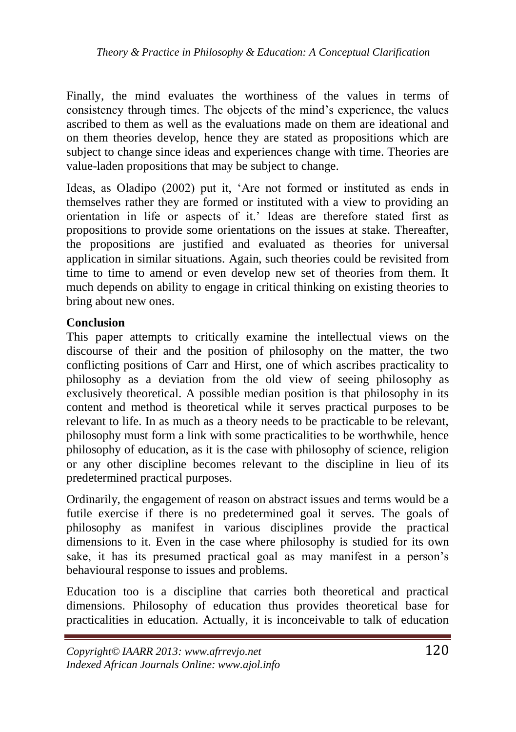Finally, the mind evaluates the worthiness of the values in terms of consistency through times. The objects of the mind's experience, the values ascribed to them as well as the evaluations made on them are ideational and on them theories develop, hence they are stated as propositions which are subject to change since ideas and experiences change with time. Theories are value-laden propositions that may be subject to change.

Ideas, as Oladipo (2002) put it, 'Are not formed or instituted as ends in themselves rather they are formed or instituted with a view to providing an orientation in life or aspects of it.' Ideas are therefore stated first as propositions to provide some orientations on the issues at stake. Thereafter, the propositions are justified and evaluated as theories for universal application in similar situations. Again, such theories could be revisited from time to time to amend or even develop new set of theories from them. It much depends on ability to engage in critical thinking on existing theories to bring about new ones.

**Conclusion**

This paper attempts to critically examine the intellectual views on the discourse of their and the position of philosophy on the matter, the two conflicting positions of Carr and Hirst, one of which ascribes practicality to philosophy as a deviation from the old view of seeing philosophy as exclusively theoretical. A possible median position is that philosophy in its content and method is theoretical while it serves practical purposes to be relevant to life. In as much as a theory needs to be practicable to be relevant, philosophy must form a link with some practicalities to be worthwhile, hence philosophy of education, as it is the case with philosophy of science, religion or any other discipline becomes relevant to the discipline in lieu of its predetermined practical purposes.

Ordinarily, the engagement of reason on abstract issues and terms would be a futile exercise if there is no predetermined goal it serves. The goals of philosophy as manifest in various disciplines provide the practical dimensions to it. Even in the case where philosophy is studied for its own sake, it has its presumed practical goal as may manifest in a person's behavioural response to issues and problems.

Education too is a discipline that carries both theoretical and practical dimensions. Philosophy of education thus provides theoretical base for practicalities in education. Actually, it is inconceivable to talk of education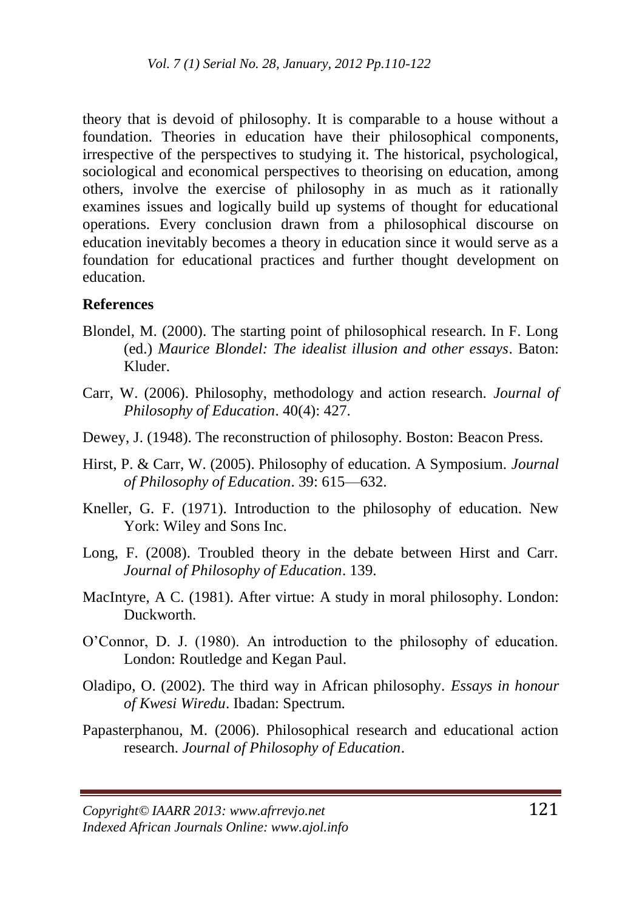theory that is devoid of philosophy. It is comparable to a house without a foundation. Theories in education have their philosophical components, irrespective of the perspectives to studying it. The historical, psychological, sociological and economical perspectives to theorising on education, among others, involve the exercise of philosophy in as much as it rationally examines issues and logically build up systems of thought for educational operations. Every conclusion drawn from a philosophical discourse on education inevitably becomes a theory in education since it would serve as a foundation for educational practices and further thought development on education.

**References**

Blondel, M. (2000). The starting point of philosophical research. In F. Long (ed.) *Maurice Blondel: The idealist illusion and other essays*. Baton: Kluder.

Carr, W. (2006). Philosophy, methodology and action research. *Journal of Philosophy of Education*. 40(4): 427.

Dewey, J. (1948). The reconstruction of philosophy. Boston: Beacon Press.

Hirst, P. & Carr, W. (2005). Philosophy of education. A Symposium. *Journal of Philosophy of Education*. 39: 615—632.

Kneller, G. F. (1971). Introduction to the philosophy of education. New York: Wiley and Sons Inc.

Long, F. (2008). Troubled theory in the debate between Hirst and Carr. *Journal of Philosophy of Education*. 139.

MacIntyre, A C. (1981). After virtue: A study in moral philosophy. London: Duckworth.

O'Connor, D. J. (1980). An introduction to the philosophy of education. London: Routledge and Kegan Paul.

Oladipo, O. (2002). The third way in African philosophy. *Essays in honour of Kwesi Wiredu*. Ibadan: Spectrum.

Papasterphanou, M. (2006). Philosophical research and educational action research. *Journal of Philosophy of Education*.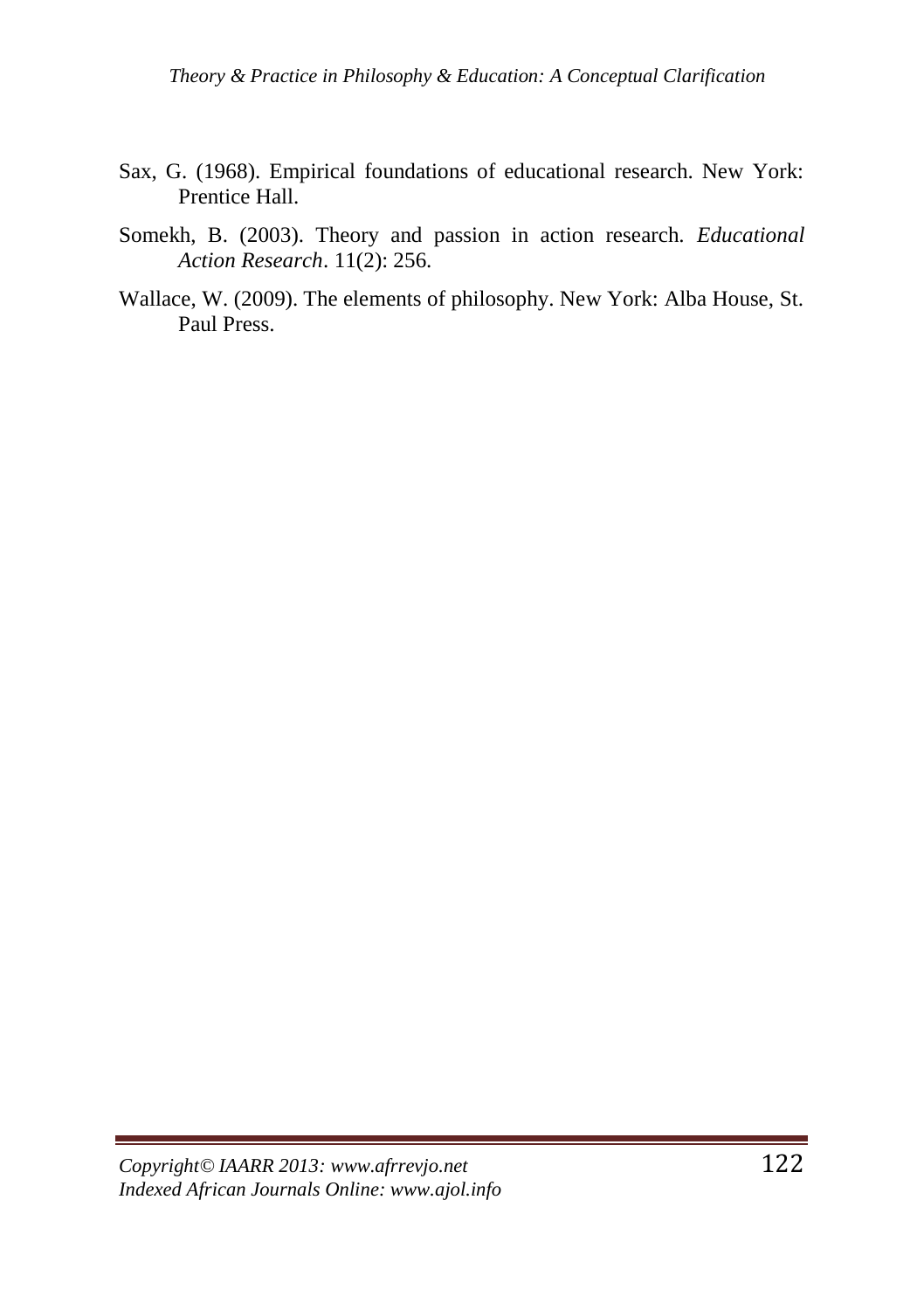Sax, G. (1968). Empirical foundations of educational research. New York: Prentice Hall.

Somekh, B. (2003). Theory and passion in action research. *Educational Action Research*. 11(2): 256.

Wallace, W. (2009). The elements of philosophy. New York: Alba House, St. Paul Press.